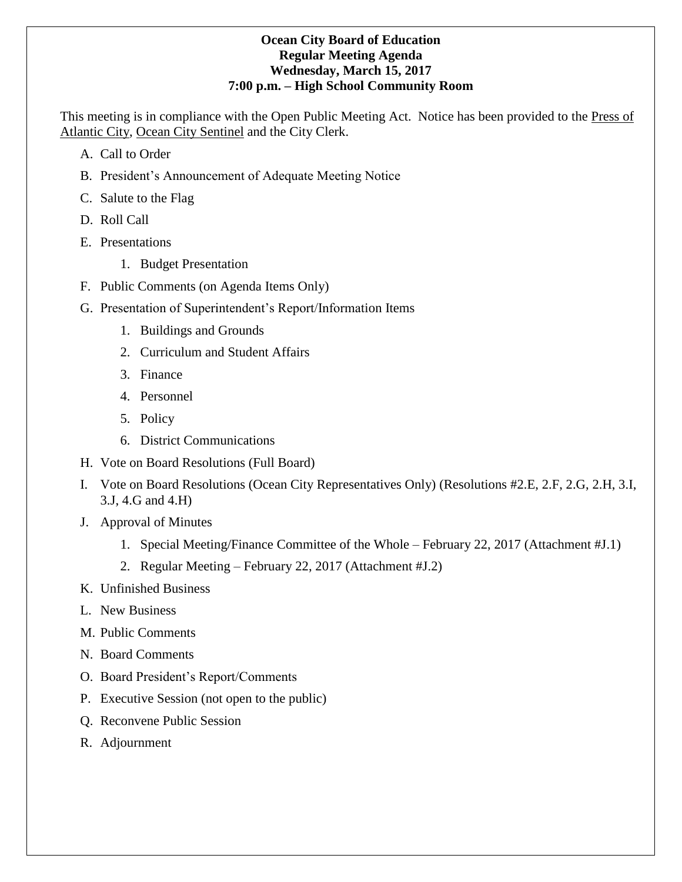# Ocean City Board of Education
## Regular Meeting Agenda
### Wednesday, March 15, 2017
### 7:00 p.m. – High School Community Room

This meeting is in compliance with the Open Public Meeting Act. Notice has been provided to the Press of Atlantic City, Ocean City Sentinel and the City Clerk.

A. Call to Order

B. President's Announcement of Adequate Meeting Notice

C. Salute to the Flag

D. Roll Call

E. Presentations

   1. Budget Presentation

F. Public Comments (on Agenda Items Only)

G. Presentation of Superintendent's Report/Information Items

   1. Buildings and Grounds
   2. Curriculum and Student Affairs
   3. Finance
   4. Personnel
   5. Policy
   6. District Communications

H. Vote on Board Resolutions (Full Board)

I. Vote on Board Resolutions (Ocean City Representatives Only) (Resolutions #2.E, 2.F, 2.G, 2.H, 3.I, 3.J, 4.G and 4.H)

J. Approval of Minutes

   1. Special Meeting/Finance Committee of the Whole – February 22, 2017 (Attachment #J.1)
   2. Regular Meeting – February 22, 2017 (Attachment #J.2)

K. Unfinished Business

L. New Business

M. Public Comments

N. Board Comments

O. Board President's Report/Comments

P. Executive Session (not open to the public)

Q. Reconvene Public Session

R. Adjournment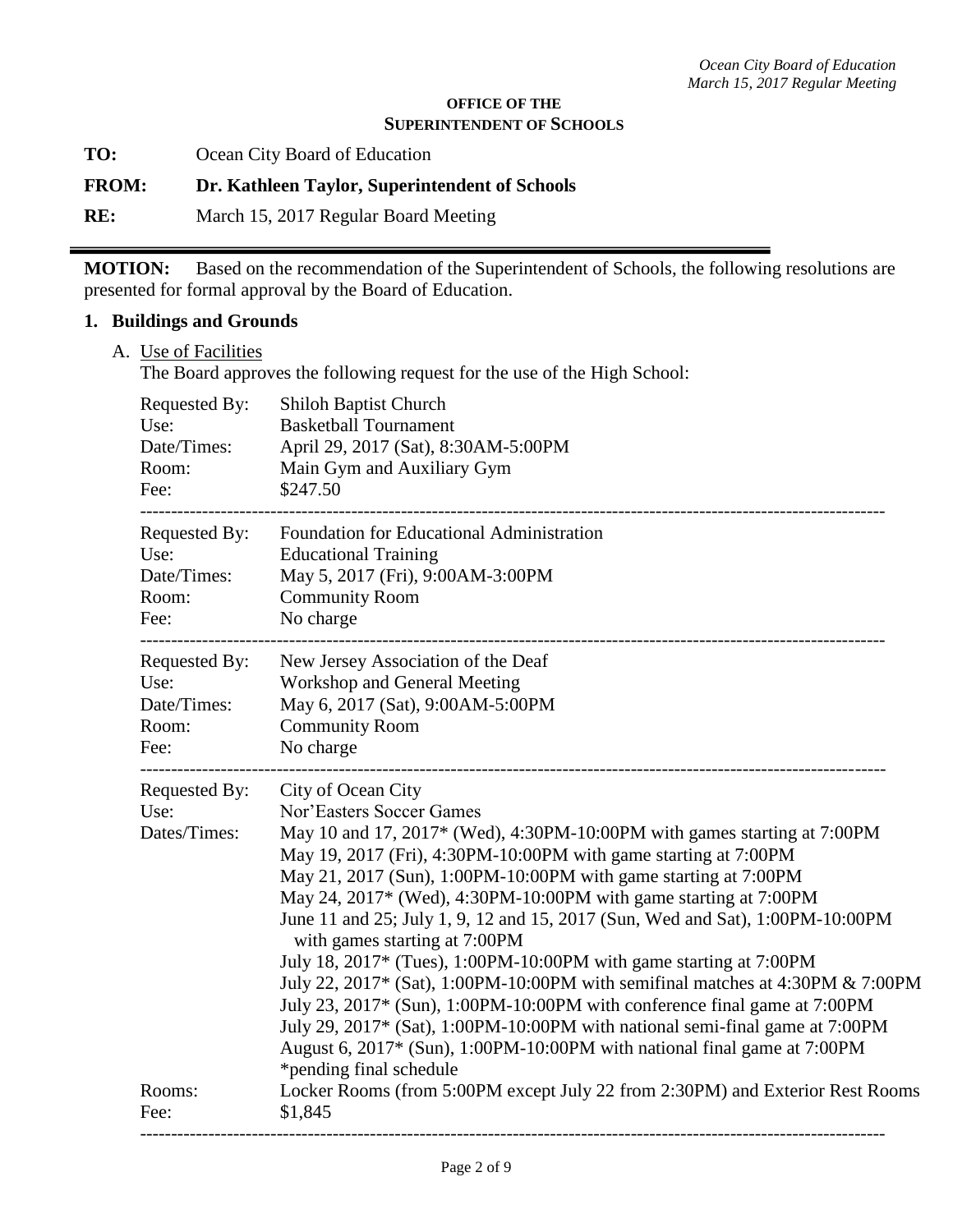**OFFICE OF THE**
**SUPERINTENDENT OF SCHOOLS**

**TO:** Ocean City Board of Education

**FROM:** **Dr. Kathleen Taylor, Superintendent of Schools**

**RE:** March 15, 2017 Regular Board Meeting

---

**MOTION:** Based on the recommendation of the Superintendent of Schools, the following resolutions are presented for formal approval by the Board of Education.

## 1. Buildings and Grounds

A. Use of Facilities

The Board approves the following request for the use of the High School:

Requested By: Shiloh Baptist Church
Use: Basketball Tournament
Date/Times: April 29, 2017 (Sat), 8:30AM-5:00PM
Room: Main Gym and Auxiliary Gym
Fee: $247.50

---

Requested By: Foundation for Educational Administration
Use: Educational Training
Date/Times: May 5, 2017 (Fri), 9:00AM-3:00PM
Room: Community Room
Fee: No charge

---

Requested By: New Jersey Association of the Deaf
Use: Workshop and General Meeting
Date/Times: May 6, 2017 (Sat), 9:00AM-5:00PM
Room: Community Room
Fee: No charge

---

Requested By: City of Ocean City
Use: Nor'Easters Soccer Games
Dates/Times: May 10 and 17, 2017* (Wed), 4:30PM-10:00PM with games starting at 7:00PM
May 19, 2017 (Fri), 4:30PM-10:00PM with game starting at 7:00PM
May 21, 2017 (Sun), 1:00PM-10:00PM with game starting at 7:00PM
May 24, 2017* (Wed), 4:30PM-10:00PM with game starting at 7:00PM
June 11 and 25; July 1, 9, 12 and 15, 2017 (Sun, Wed and Sat), 1:00PM-10:00PM with games starting at 7:00PM
July 18, 2017* (Tues), 1:00PM-10:00PM with game starting at 7:00PM
July 22, 2017* (Sat), 1:00PM-10:00PM with semifinal matches at 4:30PM & 7:00PM
July 23, 2017* (Sun), 1:00PM-10:00PM with conference final game at 7:00PM
July 29, 2017* (Sat), 1:00PM-10:00PM with national semi-final game at 7:00PM
August 6, 2017* (Sun), 1:00PM-10:00PM with national final game at 7:00PM
*pending final schedule
Rooms: Locker Rooms (from 5:00PM except July 22 from 2:30PM) and Exterior Rest Rooms
Fee: $1,845

---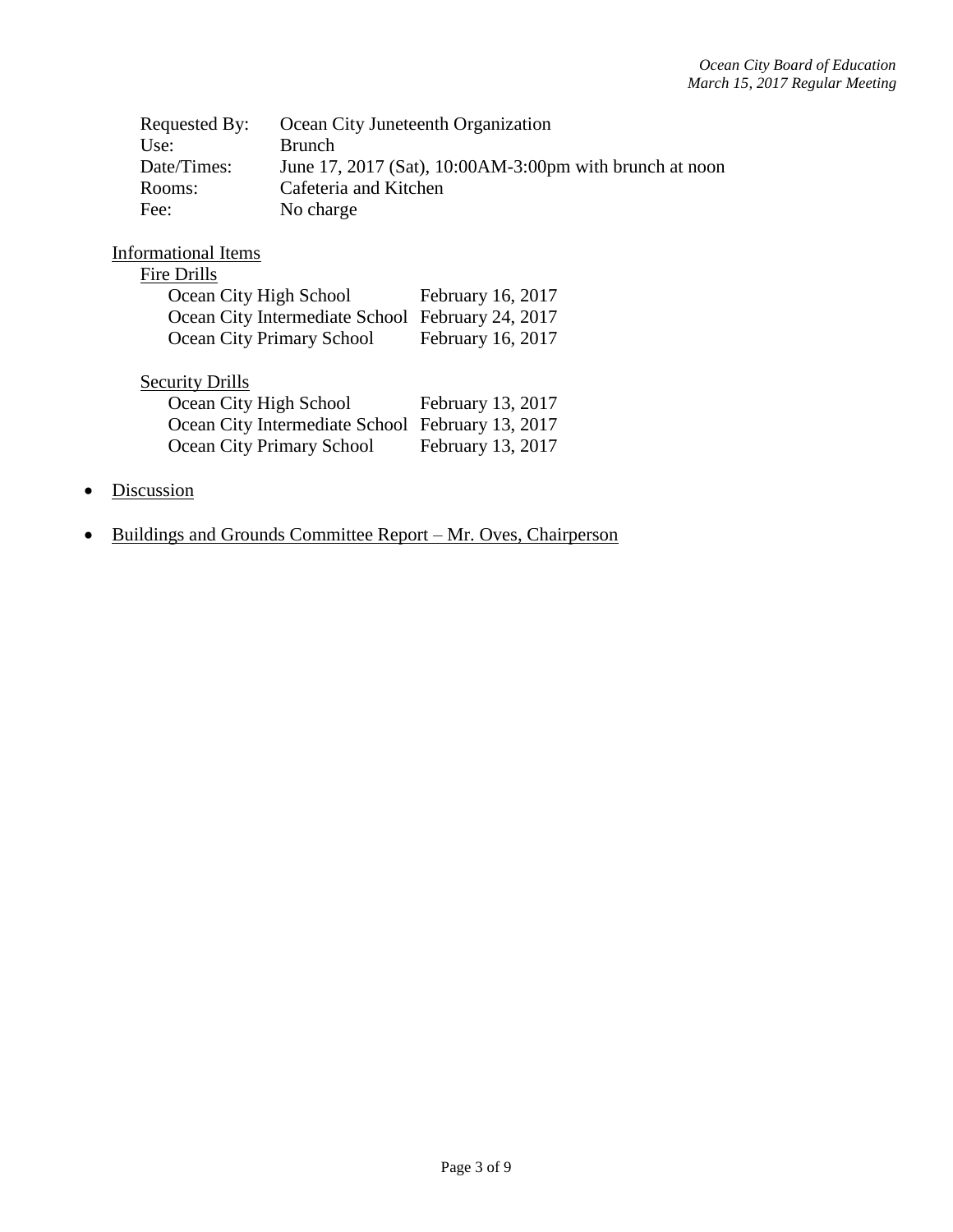| | |
|---|---|
| Requested By: | Ocean City Juneteenth Organization |
| Use: | Brunch |
| Date/Times: | June 17, 2017 (Sat), 10:00AM-3:00pm with brunch at noon |
| Rooms: | Cafeteria and Kitchen |
| Fee: | No charge |

<u>Informational Items</u>

<u>Fire Drills</u>

| | |
|---|---|
| Ocean City High School | February 16, 2017 |
| Ocean City Intermediate School | February 24, 2017 |
| Ocean City Primary School | February 16, 2017 |

<u>Security Drills</u>

| | |
|---|---|
| Ocean City High School | February 13, 2017 |
| Ocean City Intermediate School | February 13, 2017 |
| Ocean City Primary School | February 13, 2017 |

- <u>Discussion</u>
- <u>Buildings and Grounds Committee Report – Mr. Oves, Chairperson</u>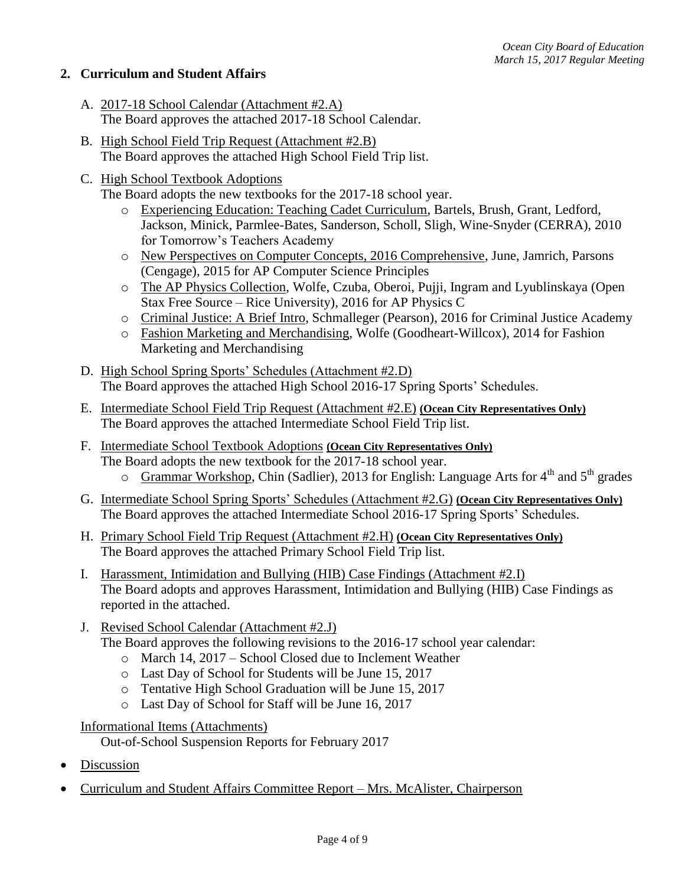## 2. Curriculum and Student Affairs

A. 2017-18 School Calendar (Attachment #2.A)
   The Board approves the attached 2017-18 School Calendar.

B. High School Field Trip Request (Attachment #2.B)
   The Board approves the attached High School Field Trip list.

C. High School Textbook Adoptions
   The Board adopts the new textbooks for the 2017-18 school year.
   - Experiencing Education: Teaching Cadet Curriculum, Bartels, Brush, Grant, Ledford, Jackson, Minick, Parmlee-Bates, Sanderson, Scholl, Sligh, Wine-Snyder (CERRA), 2010 for Tomorrow's Teachers Academy
   - New Perspectives on Computer Concepts, 2016 Comprehensive, June, Jamrich, Parsons (Cengage), 2015 for AP Computer Science Principles
   - The AP Physics Collection, Wolfe, Czuba, Oberoi, Pujji, Ingram and Lyublinskaya (Open Stax Free Source – Rice University), 2016 for AP Physics C
   - Criminal Justice: A Brief Intro, Schmalleger (Pearson), 2016 for Criminal Justice Academy
   - Fashion Marketing and Merchandising, Wolfe (Goodheart-Willcox), 2014 for Fashion Marketing and Merchandising

D. High School Spring Sports' Schedules (Attachment #2.D)
   The Board approves the attached High School 2016-17 Spring Sports' Schedules.

E. Intermediate School Field Trip Request (Attachment #2.E) **(Ocean City Representatives Only)**
   The Board approves the attached Intermediate School Field Trip list.

F. Intermediate School Textbook Adoptions **(Ocean City Representatives Only)**
   The Board adopts the new textbook for the 2017-18 school year.
   - Grammar Workshop, Chin (Sadlier), 2013 for English: Language Arts for 4th and 5th grades

G. Intermediate School Spring Sports' Schedules (Attachment #2.G) **(Ocean City Representatives Only)**
   The Board approves the attached Intermediate School 2016-17 Spring Sports' Schedules.

H. Primary School Field Trip Request (Attachment #2.H) **(Ocean City Representatives Only)**
   The Board approves the attached Primary School Field Trip list.

I. Harassment, Intimidation and Bullying (HIB) Case Findings (Attachment #2.I)
   The Board adopts and approves Harassment, Intimidation and Bullying (HIB) Case Findings as reported in the attached.

J. Revised School Calendar (Attachment #2.J)
   The Board approves the following revisions to the 2016-17 school year calendar:
   - March 14, 2017 – School Closed due to Inclement Weather
   - Last Day of School for Students will be June 15, 2017
   - Tentative High School Graduation will be June 15, 2017
   - Last Day of School for Staff will be June 16, 2017

Informational Items (Attachments)
   Out-of-School Suspension Reports for February 2017

- Discussion
- Curriculum and Student Affairs Committee Report – Mrs. McAlister, Chairperson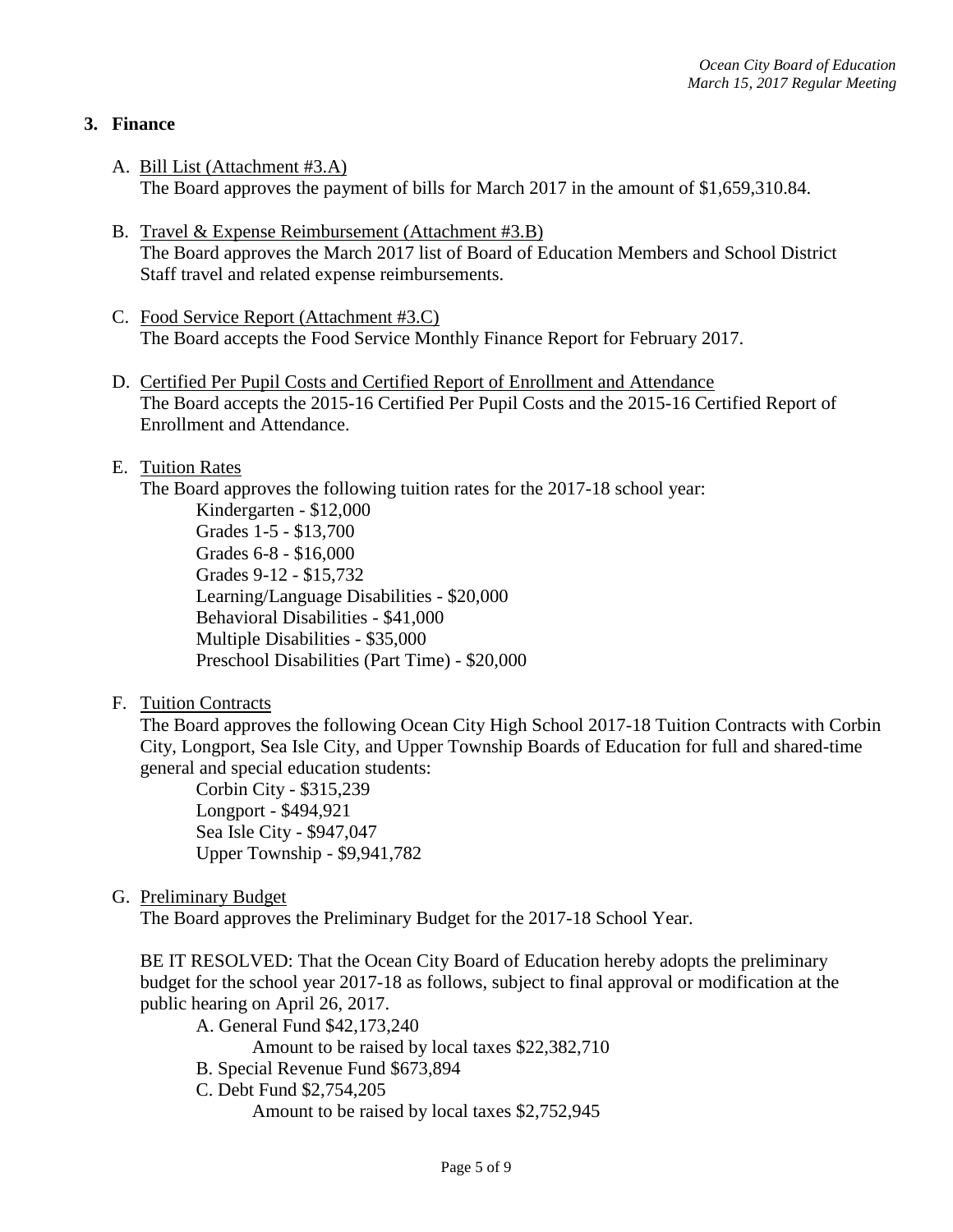## 3. Finance

A. Bill List (Attachment #3.A)
The Board approves the payment of bills for March 2017 in the amount of $1,659,310.84.

B. Travel & Expense Reimbursement (Attachment #3.B)
The Board approves the March 2017 list of Board of Education Members and School District Staff travel and related expense reimbursements.

C. Food Service Report (Attachment #3.C)
The Board accepts the Food Service Monthly Finance Report for February 2017.

D. Certified Per Pupil Costs and Certified Report of Enrollment and Attendance
The Board accepts the 2015-16 Certified Per Pupil Costs and the 2015-16 Certified Report of Enrollment and Attendance.

E. Tuition Rates
The Board approves the following tuition rates for the 2017-18 school year:

- Kindergarten - $12,000
- Grades 1-5 - $13,700
- Grades 6-8 - $16,000
- Grades 9-12 - $15,732
- Learning/Language Disabilities - $20,000
- Behavioral Disabilities - $41,000
- Multiple Disabilities - $35,000
- Preschool Disabilities (Part Time) - $20,000

F. Tuition Contracts
The Board approves the following Ocean City High School 2017-18 Tuition Contracts with Corbin City, Longport, Sea Isle City, and Upper Township Boards of Education for full and shared-time general and special education students:

- Corbin City - $315,239
- Longport - $494,921
- Sea Isle City - $947,047
- Upper Township - $9,941,782

G. Preliminary Budget
The Board approves the Preliminary Budget for the 2017-18 School Year.

BE IT RESOLVED: That the Ocean City Board of Education hereby adopts the preliminary budget for the school year 2017-18 as follows, subject to final approval or modification at the public hearing on April 26, 2017.

A. General Fund $42,173,240
   Amount to be raised by local taxes $22,382,710
B. Special Revenue Fund $673,894
C. Debt Fund $2,754,205
   Amount to be raised by local taxes $2,752,945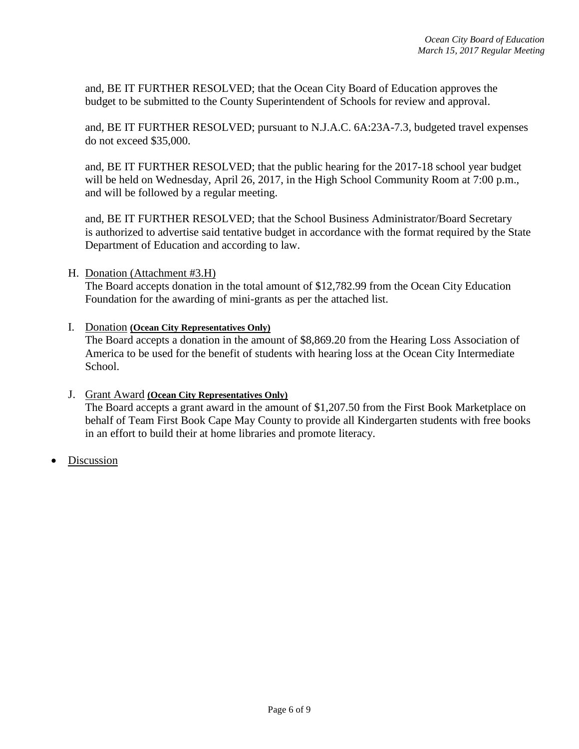and, BE IT FURTHER RESOLVED; that the Ocean City Board of Education approves the budget to be submitted to the County Superintendent of Schools for review and approval.

and, BE IT FURTHER RESOLVED; pursuant to N.J.A.C. 6A:23A-7.3, budgeted travel expenses do not exceed $35,000.

and, BE IT FURTHER RESOLVED; that the public hearing for the 2017-18 school year budget will be held on Wednesday, April 26, 2017, in the High School Community Room at 7:00 p.m., and will be followed by a regular meeting.

and, BE IT FURTHER RESOLVED; that the School Business Administrator/Board Secretary is authorized to advertise said tentative budget in accordance with the format required by the State Department of Education and according to law.

H. <u>Donation (Attachment #3.H)</u>
The Board accepts donation in the total amount of $12,782.99 from the Ocean City Education Foundation for the awarding of mini-grants as per the attached list.

I. <u>Donation</u> **(Ocean City Representatives Only)**
The Board accepts a donation in the amount of $8,869.20 from the Hearing Loss Association of America to be used for the benefit of students with hearing loss at the Ocean City Intermediate School.

J. <u>Grant Award</u> **(Ocean City Representatives Only)**
The Board accepts a grant award in the amount of $1,207.50 from the First Book Marketplace on behalf of Team First Book Cape May County to provide all Kindergarten students with free books in an effort to build their at home libraries and promote literacy.

- <u>Discussion</u>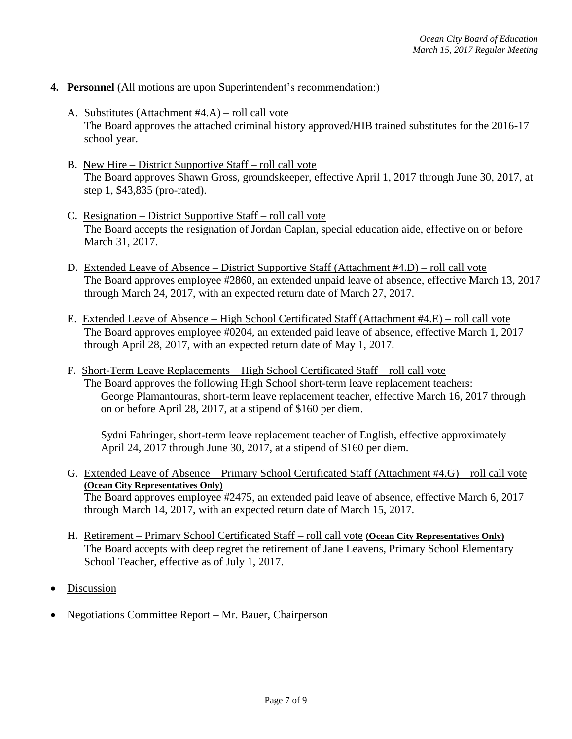4. **Personnel** (All motions are upon Superintendent's recommendation:)

   A. Substitutes (Attachment #4.A) – roll call vote
   The Board approves the attached criminal history approved/HIB trained substitutes for the 2016-17 school year.

   B. New Hire – District Supportive Staff – roll call vote
   The Board approves Shawn Gross, groundskeeper, effective April 1, 2017 through June 30, 2017, at step 1, $43,835 (pro-rated).

   C. Resignation – District Supportive Staff – roll call vote
   The Board accepts the resignation of Jordan Caplan, special education aide, effective on or before March 31, 2017.

   D. Extended Leave of Absence – District Supportive Staff (Attachment #4.D) – roll call vote
   The Board approves employee #2860, an extended unpaid leave of absence, effective March 13, 2017 through March 24, 2017, with an expected return date of March 27, 2017.

   E. Extended Leave of Absence – High School Certificated Staff (Attachment #4.E) – roll call vote
   The Board approves employee #0204, an extended paid leave of absence, effective March 1, 2017 through April 28, 2017, with an expected return date of May 1, 2017.

   F. Short-Term Leave Replacements – High School Certificated Staff – roll call vote
   The Board approves the following High School short-term leave replacement teachers:
   George Plamantouras, short-term leave replacement teacher, effective March 16, 2017 through on or before April 28, 2017, at a stipend of $160 per diem.

   Sydni Fahringer, short-term leave replacement teacher of English, effective approximately April 24, 2017 through June 30, 2017, at a stipend of $160 per diem.

   G. Extended Leave of Absence – Primary School Certificated Staff (Attachment #4.G) – roll call vote **(Ocean City Representatives Only)**
   The Board approves employee #2475, an extended paid leave of absence, effective March 6, 2017 through March 14, 2017, with an expected return date of March 15, 2017.

   H. Retirement – Primary School Certificated Staff – roll call vote **(Ocean City Representatives Only)**
   The Board accepts with deep regret the retirement of Jane Leavens, Primary School Elementary School Teacher, effective as of July 1, 2017.

- Discussion
- Negotiations Committee Report – Mr. Bauer, Chairperson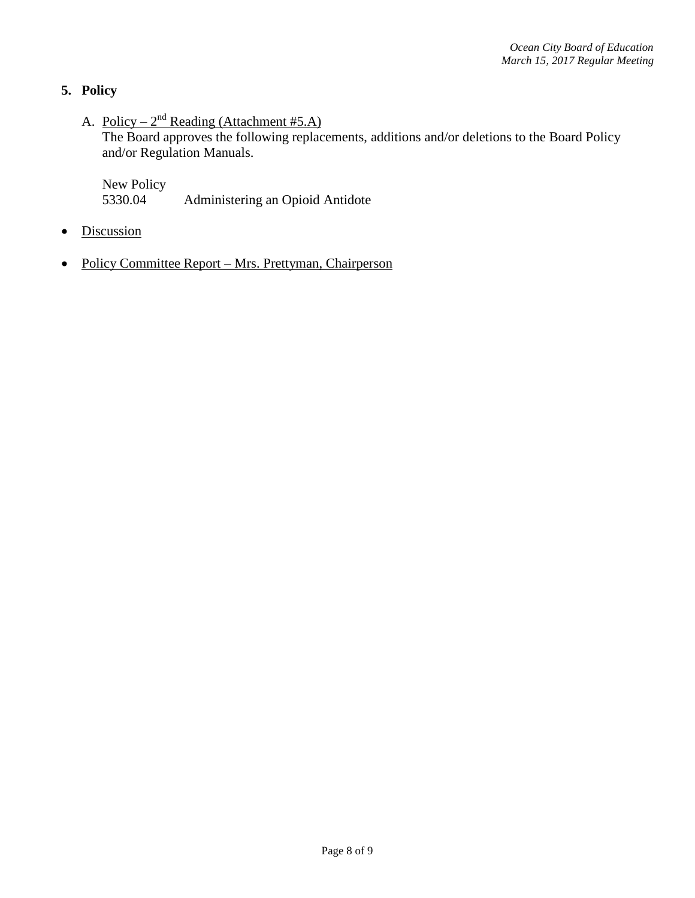## 5. Policy

A. Policy – 2nd Reading (Attachment #5.A)
The Board approves the following replacements, additions and/or deletions to the Board Policy and/or Regulation Manuals.

New Policy
5330.04 Administering an Opioid Antidote

- Discussion
- Policy Committee Report – Mrs. Prettyman, Chairperson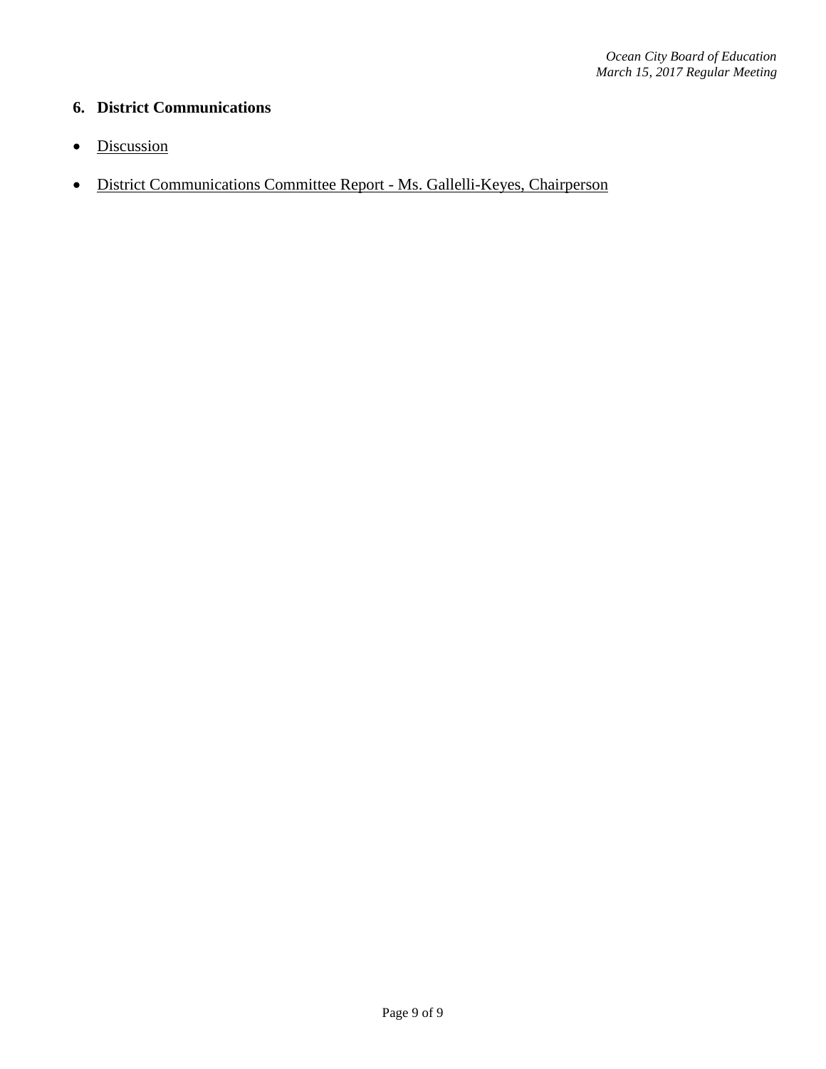## 6. District Communications

- Discussion

- District Communications Committee Report - Ms. Gallelli-Keyes, Chairperson